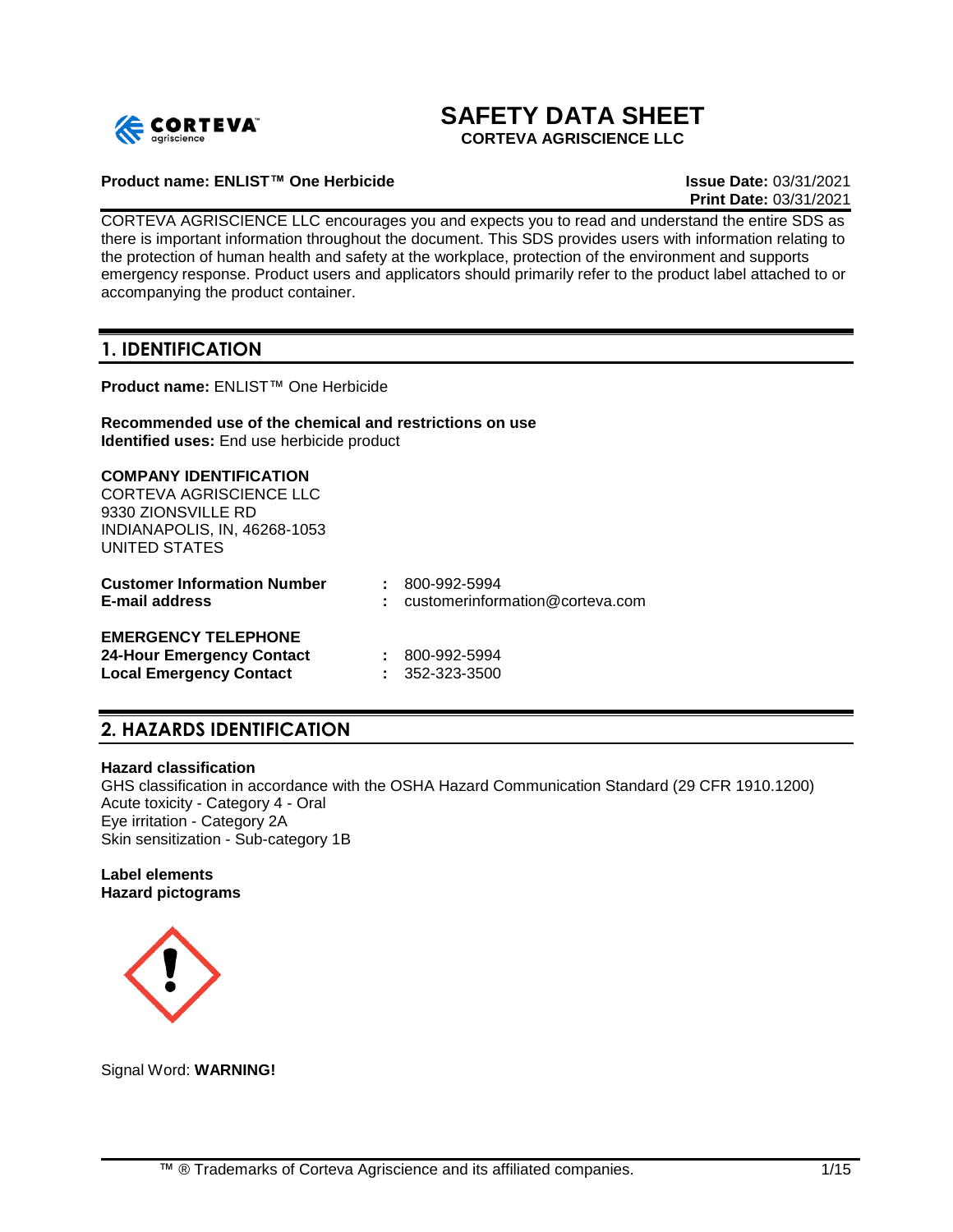# SAFETY DATA SHEET

**CORTEVA AGRISCIENCE LLC**

**Product name: ENLIST™ One Herbicide**

**Issue Date:** 03/31/2021
**Print Date:** 03/31/2021

CORTEVA AGRISCIENCE LLC encourages you and expects you to read and understand the entire SDS as there is important information throughout the document. This SDS provides users with information relating to the protection of human health and safety at the workplace, protection of the environment and supports emergency response. Product users and applicators should primarily refer to the product label attached to or accompanying the product container.

## 1. IDENTIFICATION

**Product name:** ENLIST™ One Herbicide

**Recommended use of the chemical and restrictions on use**
**Identified uses:** End use herbicide product

**COMPANY IDENTIFICATION**
CORTEVA AGRISCIENCE LLC
9330 ZIONSVILLE RD
INDIANAPOLIS, IN, 46268-1053
UNITED STATES

**Customer Information Number** : 800-992-5994
**E-mail address** : customerinformation@corteva.com

**EMERGENCY TELEPHONE**
**24-Hour Emergency Contact** : 800-992-5994
**Local Emergency Contact** : 352-323-3500

## 2. HAZARDS IDENTIFICATION

**Hazard classification**
GHS classification in accordance with the OSHA Hazard Communication Standard (29 CFR 1910.1200)
Acute toxicity - Category 4 - Oral
Eye irritation - Category 2A
Skin sensitization - Sub-category 1B

**Label elements**
**Hazard pictograms**

Signal Word: **WARNING!**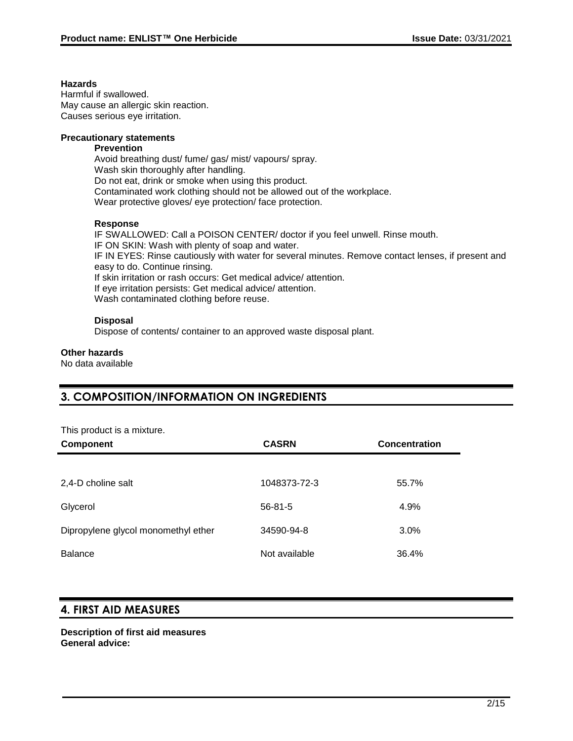**Hazards**

Harmful if swallowed.
May cause an allergic skin reaction.
Causes serious eye irritation.

**Precautionary statements**

**Prevention**

Avoid breathing dust/ fume/ gas/ mist/ vapours/ spray.
Wash skin thoroughly after handling.
Do not eat, drink or smoke when using this product.
Contaminated work clothing should not be allowed out of the workplace.
Wear protective gloves/ eye protection/ face protection.

**Response**

IF SWALLOWED: Call a POISON CENTER/ doctor if you feel unwell. Rinse mouth.
IF ON SKIN: Wash with plenty of soap and water.
IF IN EYES: Rinse cautiously with water for several minutes. Remove contact lenses, if present and easy to do. Continue rinsing.
If skin irritation or rash occurs: Get medical advice/ attention.
If eye irritation persists: Get medical advice/ attention.
Wash contaminated clothing before reuse.

**Disposal**

Dispose of contents/ container to an approved waste disposal plant.

**Other hazards**

No data available

## 3. COMPOSITION/INFORMATION ON INGREDIENTS

This product is a mixture.

| Component | CASRN | Concentration |
|---|---|---|
| 2,4-D choline salt | 1048373-72-3 | 55.7% |
| Glycerol | 56-81-5 | 4.9% |
| Dipropylene glycol monomethyl ether | 34590-94-8 | 3.0% |
| Balance | Not available | 36.4% |

## 4. FIRST AID MEASURES

**Description of first aid measures**

**General advice:**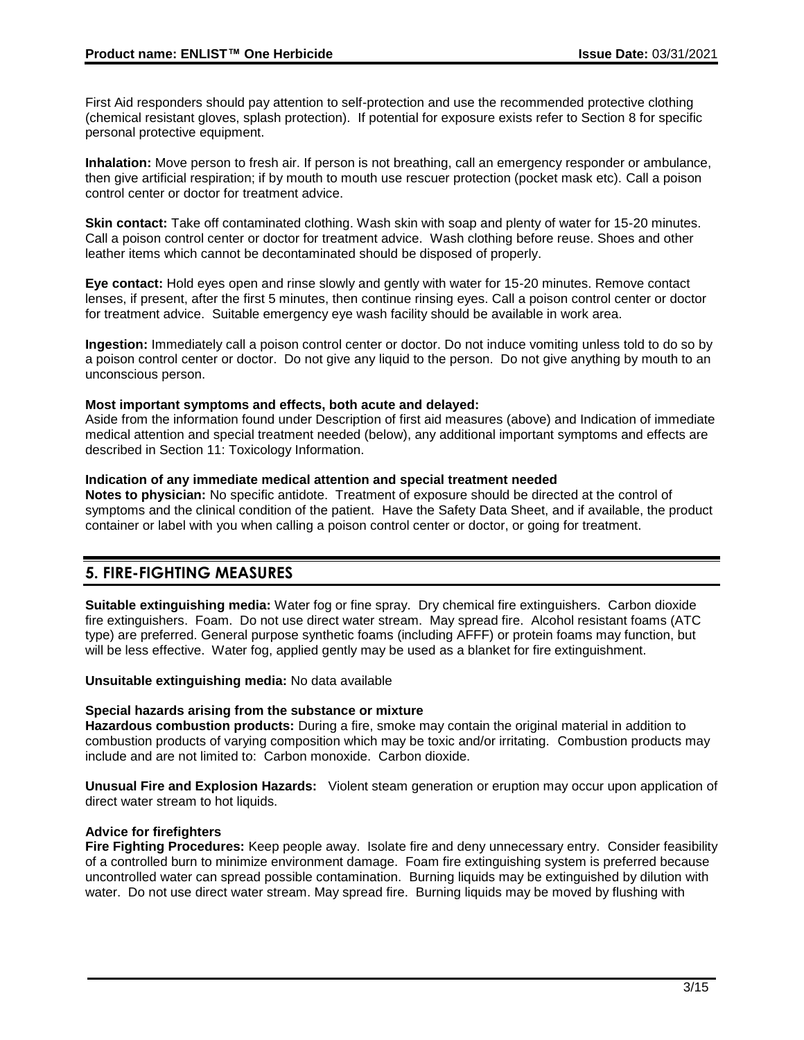First Aid responders should pay attention to self-protection and use the recommended protective clothing (chemical resistant gloves, splash protection). If potential for exposure exists refer to Section 8 for specific personal protective equipment.

**Inhalation:** Move person to fresh air. If person is not breathing, call an emergency responder or ambulance, then give artificial respiration; if by mouth to mouth use rescuer protection (pocket mask etc). Call a poison control center or doctor for treatment advice.

**Skin contact:** Take off contaminated clothing. Wash skin with soap and plenty of water for 15-20 minutes. Call a poison control center or doctor for treatment advice. Wash clothing before reuse. Shoes and other leather items which cannot be decontaminated should be disposed of properly.

**Eye contact:** Hold eyes open and rinse slowly and gently with water for 15-20 minutes. Remove contact lenses, if present, after the first 5 minutes, then continue rinsing eyes. Call a poison control center or doctor for treatment advice. Suitable emergency eye wash facility should be available in work area.

**Ingestion:** Immediately call a poison control center or doctor. Do not induce vomiting unless told to do so by a poison control center or doctor. Do not give any liquid to the person. Do not give anything by mouth to an unconscious person.

**Most important symptoms and effects, both acute and delayed:**
Aside from the information found under Description of first aid measures (above) and Indication of immediate medical attention and special treatment needed (below), any additional important symptoms and effects are described in Section 11: Toxicology Information.

**Indication of any immediate medical attention and special treatment needed**
**Notes to physician:** No specific antidote. Treatment of exposure should be directed at the control of symptoms and the clinical condition of the patient. Have the Safety Data Sheet, and if available, the product container or label with you when calling a poison control center or doctor, or going for treatment.

## 5. FIRE-FIGHTING MEASURES

**Suitable extinguishing media:** Water fog or fine spray. Dry chemical fire extinguishers. Carbon dioxide fire extinguishers. Foam. Do not use direct water stream. May spread fire. Alcohol resistant foams (ATC type) are preferred. General purpose synthetic foams (including AFFF) or protein foams may function, but will be less effective. Water fog, applied gently may be used as a blanket for fire extinguishment.

**Unsuitable extinguishing media:** No data available

**Special hazards arising from the substance or mixture**
**Hazardous combustion products:** During a fire, smoke may contain the original material in addition to combustion products of varying composition which may be toxic and/or irritating. Combustion products may include and are not limited to: Carbon monoxide. Carbon dioxide.

**Unusual Fire and Explosion Hazards:** Violent steam generation or eruption may occur upon application of direct water stream to hot liquids.

**Advice for firefighters**
**Fire Fighting Procedures:** Keep people away. Isolate fire and deny unnecessary entry. Consider feasibility of a controlled burn to minimize environment damage. Foam fire extinguishing system is preferred because uncontrolled water can spread possible contamination. Burning liquids may be extinguished by dilution with water. Do not use direct water stream. May spread fire. Burning liquids may be moved by flushing with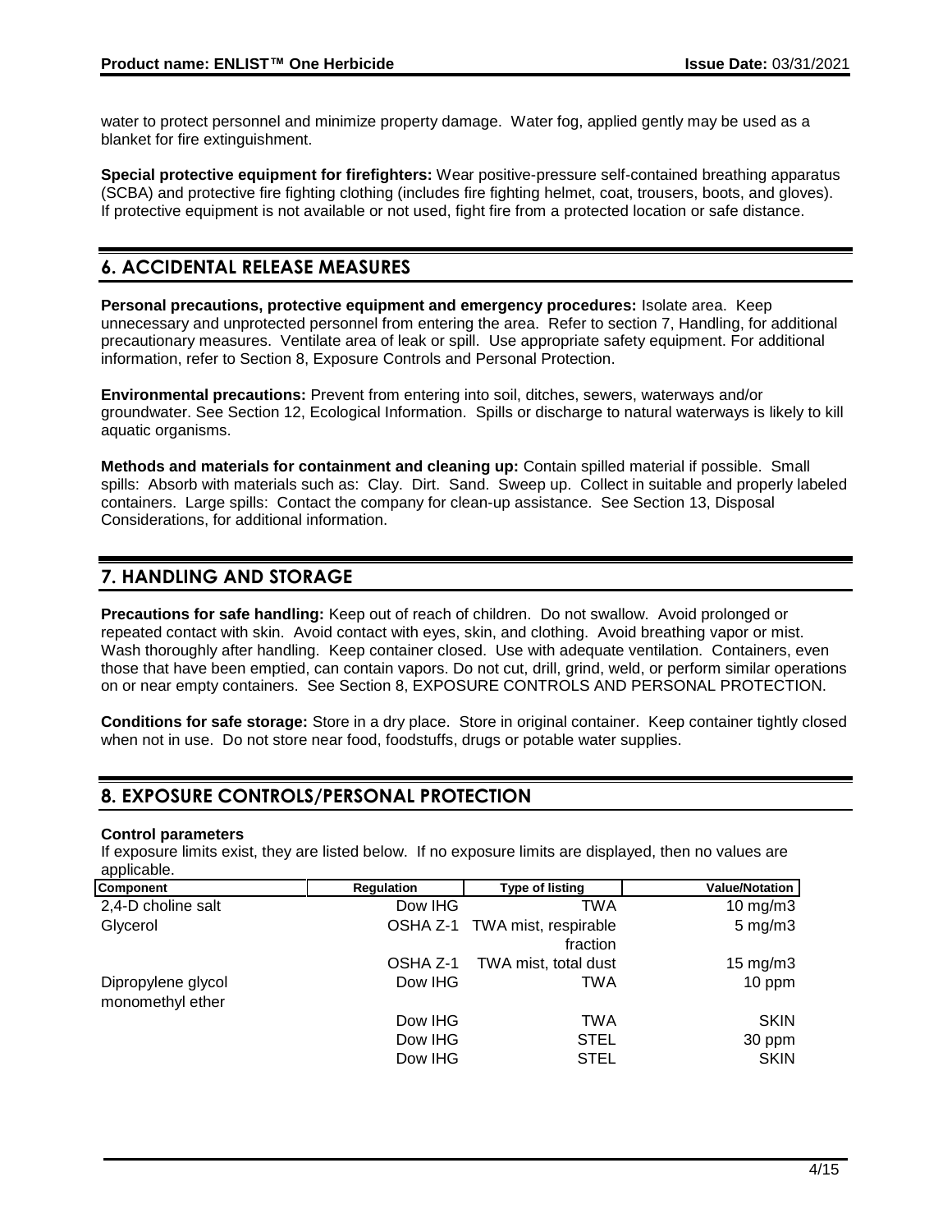water to protect personnel and minimize property damage. Water fog, applied gently may be used as a blanket for fire extinguishment.

**Special protective equipment for firefighters:** Wear positive-pressure self-contained breathing apparatus (SCBA) and protective fire fighting clothing (includes fire fighting helmet, coat, trousers, boots, and gloves). If protective equipment is not available or not used, fight fire from a protected location or safe distance.

## 6. ACCIDENTAL RELEASE MEASURES

**Personal precautions, protective equipment and emergency procedures:** Isolate area. Keep unnecessary and unprotected personnel from entering the area. Refer to section 7, Handling, for additional precautionary measures. Ventilate area of leak or spill. Use appropriate safety equipment. For additional information, refer to Section 8, Exposure Controls and Personal Protection.

**Environmental precautions:** Prevent from entering into soil, ditches, sewers, waterways and/or groundwater. See Section 12, Ecological Information. Spills or discharge to natural waterways is likely to kill aquatic organisms.

**Methods and materials for containment and cleaning up:** Contain spilled material if possible. Small spills: Absorb with materials such as: Clay. Dirt. Sand. Sweep up. Collect in suitable and properly labeled containers. Large spills: Contact the company for clean-up assistance. See Section 13, Disposal Considerations, for additional information.

## 7. HANDLING AND STORAGE

**Precautions for safe handling:** Keep out of reach of children. Do not swallow. Avoid prolonged or repeated contact with skin. Avoid contact with eyes, skin, and clothing. Avoid breathing vapor or mist. Wash thoroughly after handling. Keep container closed. Use with adequate ventilation. Containers, even those that have been emptied, can contain vapors. Do not cut, drill, grind, weld, or perform similar operations on or near empty containers. See Section 8, EXPOSURE CONTROLS AND PERSONAL PROTECTION.

**Conditions for safe storage:** Store in a dry place. Store in original container. Keep container tightly closed when not in use. Do not store near food, foodstuffs, drugs or potable water supplies.

## 8. EXPOSURE CONTROLS/PERSONAL PROTECTION

**Control parameters**

If exposure limits exist, they are listed below. If no exposure limits are displayed, then no values are applicable.

| Component | Regulation | Type of listing | Value/Notation |
|---|---|---|---|
| 2,4-D choline salt | Dow IHG | TWA | 10 mg/m3 |
| Glycerol | OSHA Z-1 | TWA mist, respirable fraction | 5 mg/m3 |
| | OSHA Z-1 | TWA mist, total dust | 15 mg/m3 |
| Dipropylene glycol monomethyl ether | Dow IHG | TWA | 10 ppm |
| | Dow IHG | TWA | SKIN |
| | Dow IHG | STEL | 30 ppm |
| | Dow IHG | STEL | SKIN |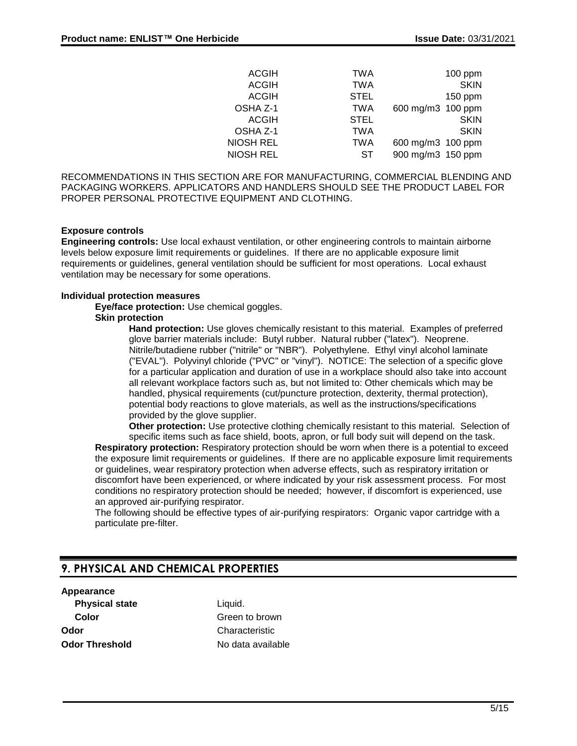| | | | |
|---|---|---|---|
| ACGIH | TWA | | 100 ppm |
| ACGIH | TWA | | SKIN |
| ACGIH | STEL | | 150 ppm |
| OSHA Z-1 | TWA | 600 mg/m3 | 100 ppm |
| ACGIH | STEL | | SKIN |
| OSHA Z-1 | TWA | | SKIN |
| NIOSH REL | TWA | 600 mg/m3 | 100 ppm |
| NIOSH REL | ST | 900 mg/m3 | 150 ppm |

RECOMMENDATIONS IN THIS SECTION ARE FOR MANUFACTURING, COMMERCIAL BLENDING AND PACKAGING WORKERS. APPLICATORS AND HANDLERS SHOULD SEE THE PRODUCT LABEL FOR PROPER PERSONAL PROTECTIVE EQUIPMENT AND CLOTHING.

**Exposure controls**

**Engineering controls:** Use local exhaust ventilation, or other engineering controls to maintain airborne levels below exposure limit requirements or guidelines. If there are no applicable exposure limit requirements or guidelines, general ventilation should be sufficient for most operations. Local exhaust ventilation may be necessary for some operations.

**Individual protection measures**

**Eye/face protection:** Use chemical goggles.

**Skin protection**

**Hand protection:** Use gloves chemically resistant to this material. Examples of preferred glove barrier materials include: Butyl rubber. Natural rubber ("latex"). Neoprene. Nitrile/butadiene rubber ("nitrile" or "NBR"). Polyethylene. Ethyl vinyl alcohol laminate ("EVAL"). Polyvinyl chloride ("PVC" or "vinyl"). NOTICE: The selection of a specific glove for a particular application and duration of use in a workplace should also take into account all relevant workplace factors such as, but not limited to: Other chemicals which may be handled, physical requirements (cut/puncture protection, dexterity, thermal protection), potential body reactions to glove materials, as well as the instructions/specifications provided by the glove supplier.

**Other protection:** Use protective clothing chemically resistant to this material. Selection of specific items such as face shield, boots, apron, or full body suit will depend on the task.

**Respiratory protection:** Respiratory protection should be worn when there is a potential to exceed the exposure limit requirements or guidelines. If there are no applicable exposure limit requirements or guidelines, wear respiratory protection when adverse effects, such as respiratory irritation or discomfort have been experienced, or where indicated by your risk assessment process. For most conditions no respiratory protection should be needed; however, if discomfort is experienced, use an approved air-purifying respirator.

The following should be effective types of air-purifying respirators: Organic vapor cartridge with a particulate pre-filter.

## 9. PHYSICAL AND CHEMICAL PROPERTIES

**Appearance**

**Physical state** Liquid.

**Color** Green to brown

**Odor** Characteristic

**Odor Threshold** No data available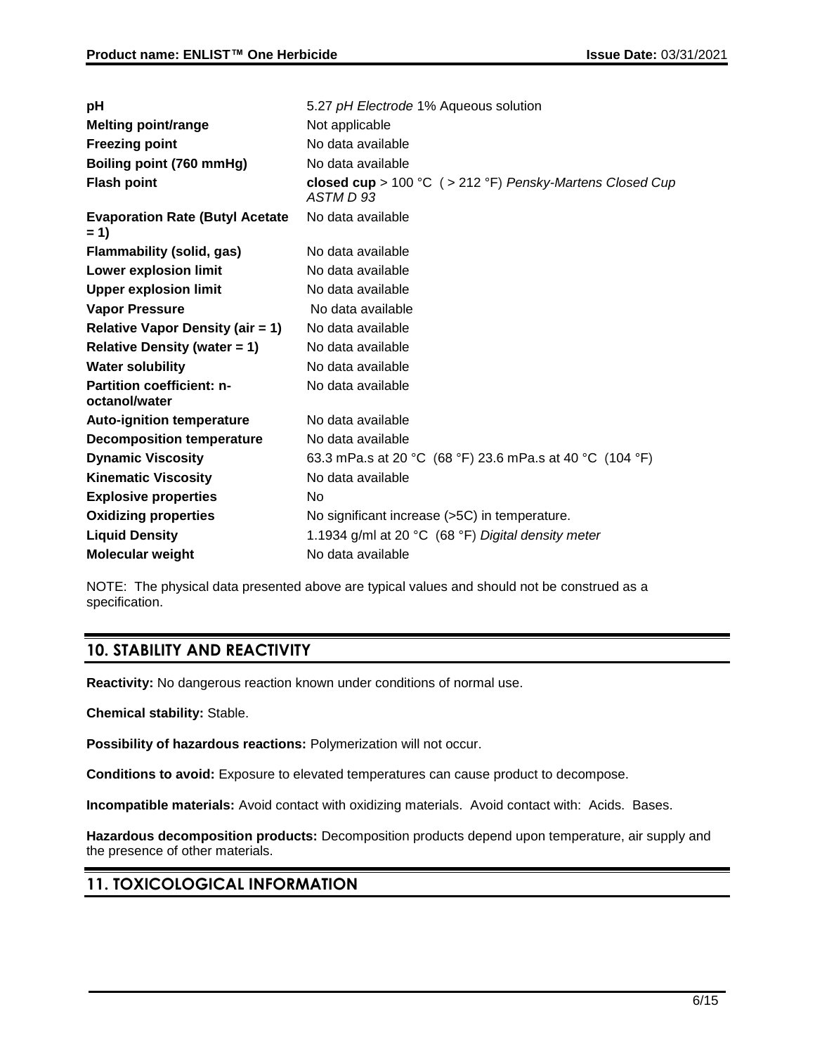| | |
|---|---|
| **pH** | 5.27 *pH Electrode* 1% Aqueous solution |
| **Melting point/range** | Not applicable |
| **Freezing point** | No data available |
| **Boiling point (760 mmHg)** | No data available |
| **Flash point** | **closed cup** > 100 °C ( > 212 °F) *Pensky-Martens Closed Cup ASTM D 93* |
| **Evaporation Rate (Butyl Acetate = 1)** | No data available |
| **Flammability (solid, gas)** | No data available |
| **Lower explosion limit** | No data available |
| **Upper explosion limit** | No data available |
| **Vapor Pressure** | No data available |
| **Relative Vapor Density (air = 1)** | No data available |
| **Relative Density (water = 1)** | No data available |
| **Water solubility** | No data available |
| **Partition coefficient: n-octanol/water** | No data available |
| **Auto-ignition temperature** | No data available |
| **Decomposition temperature** | No data available |
| **Dynamic Viscosity** | 63.3 mPa.s at 20 °C (68 °F) 23.6 mPa.s at 40 °C (104 °F) |
| **Kinematic Viscosity** | No data available |
| **Explosive properties** | No |
| **Oxidizing properties** | No significant increase (>5C) in temperature. |
| **Liquid Density** | 1.1934 g/ml at 20 °C (68 °F) *Digital density meter* |
| **Molecular weight** | No data available |

NOTE: The physical data presented above are typical values and should not be construed as a specification.

## 10. STABILITY AND REACTIVITY

**Reactivity:** No dangerous reaction known under conditions of normal use.

**Chemical stability:** Stable.

**Possibility of hazardous reactions:** Polymerization will not occur.

**Conditions to avoid:** Exposure to elevated temperatures can cause product to decompose.

**Incompatible materials:** Avoid contact with oxidizing materials. Avoid contact with: Acids. Bases.

**Hazardous decomposition products:** Decomposition products depend upon temperature, air supply and the presence of other materials.

## 11. TOXICOLOGICAL INFORMATION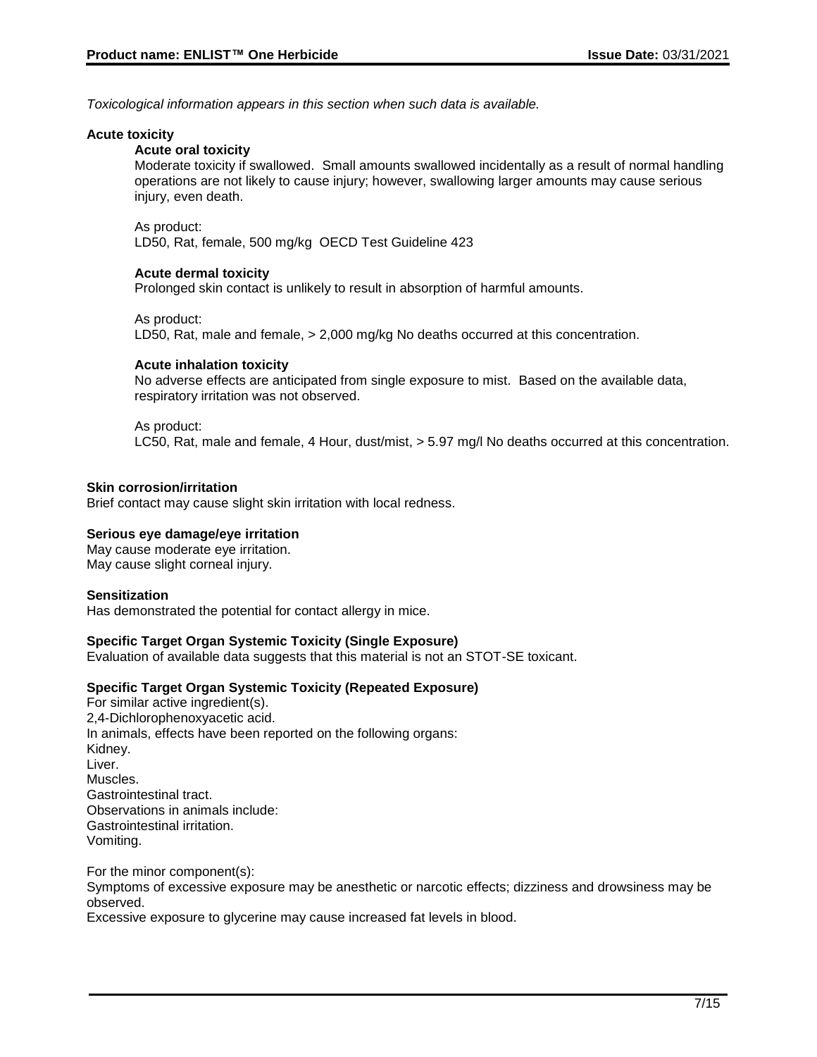*Toxicological information appears in this section when such data is available.*

### Acute toxicity

#### Acute oral toxicity

Moderate toxicity if swallowed. Small amounts swallowed incidentally as a result of normal handling operations are not likely to cause injury; however, swallowing larger amounts may cause serious injury, even death.

As product:
LD50, Rat, female, 500 mg/kg OECD Test Guideline 423

#### Acute dermal toxicity

Prolonged skin contact is unlikely to result in absorption of harmful amounts.

As product:
LD50, Rat, male and female, > 2,000 mg/kg No deaths occurred at this concentration.

#### Acute inhalation toxicity

No adverse effects are anticipated from single exposure to mist. Based on the available data, respiratory irritation was not observed.

As product:
LC50, Rat, male and female, 4 Hour, dust/mist, > 5.97 mg/l No deaths occurred at this concentration.

### Skin corrosion/irritation

Brief contact may cause slight skin irritation with local redness.

### Serious eye damage/eye irritation

May cause moderate eye irritation.
May cause slight corneal injury.

### Sensitization

Has demonstrated the potential for contact allergy in mice.

### Specific Target Organ Systemic Toxicity (Single Exposure)

Evaluation of available data suggests that this material is not an STOT-SE toxicant.

### Specific Target Organ Systemic Toxicity (Repeated Exposure)

For similar active ingredient(s).
2,4-Dichlorophenoxyacetic acid.
In animals, effects have been reported on the following organs:
Kidney.
Liver.
Muscles.
Gastrointestinal tract.
Observations in animals include:
Gastrointestinal irritation.
Vomiting.

For the minor component(s):
Symptoms of excessive exposure may be anesthetic or narcotic effects; dizziness and drowsiness may be observed.
Excessive exposure to glycerine may cause increased fat levels in blood.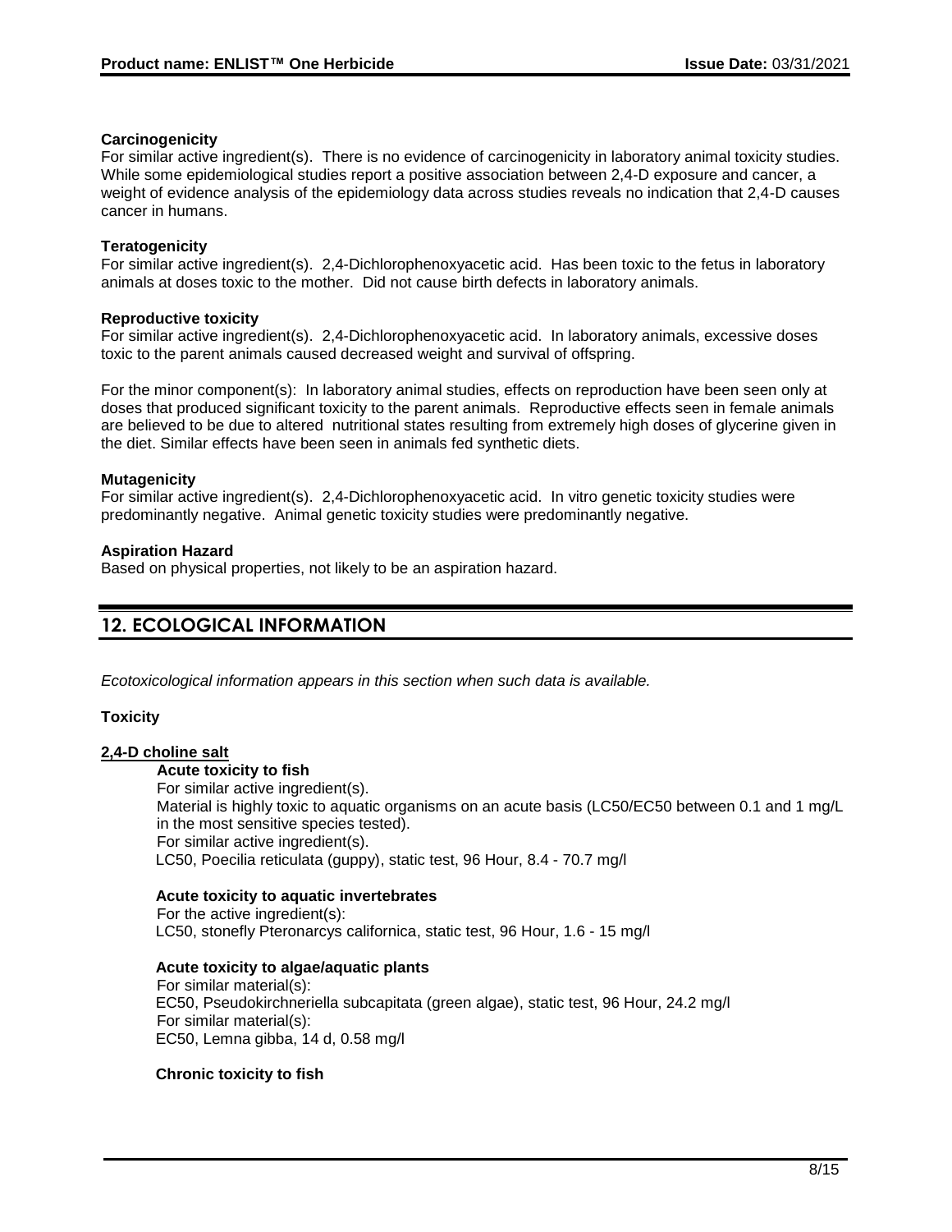**Carcinogenicity**

For similar active ingredient(s). There is no evidence of carcinogenicity in laboratory animal toxicity studies. While some epidemiological studies report a positive association between 2,4-D exposure and cancer, a weight of evidence analysis of the epidemiology data across studies reveals no indication that 2,4-D causes cancer in humans.

**Teratogenicity**

For similar active ingredient(s). 2,4-Dichlorophenoxyacetic acid. Has been toxic to the fetus in laboratory animals at doses toxic to the mother. Did not cause birth defects in laboratory animals.

**Reproductive toxicity**

For similar active ingredient(s). 2,4-Dichlorophenoxyacetic acid. In laboratory animals, excessive doses toxic to the parent animals caused decreased weight and survival of offspring.

For the minor component(s): In laboratory animal studies, effects on reproduction have been seen only at doses that produced significant toxicity to the parent animals. Reproductive effects seen in female animals are believed to be due to altered nutritional states resulting from extremely high doses of glycerine given in the diet. Similar effects have been seen in animals fed synthetic diets.

**Mutagenicity**

For similar active ingredient(s). 2,4-Dichlorophenoxyacetic acid. In vitro genetic toxicity studies were predominantly negative. Animal genetic toxicity studies were predominantly negative.

**Aspiration Hazard**

Based on physical properties, not likely to be an aspiration hazard.

## 12. ECOLOGICAL INFORMATION

*Ecotoxicological information appears in this section when such data is available.*

**Toxicity**

**2,4-D choline salt**

**Acute toxicity to fish**

For similar active ingredient(s).
Material is highly toxic to aquatic organisms on an acute basis (LC50/EC50 between 0.1 and 1 mg/L in the most sensitive species tested).
For similar active ingredient(s).
LC50, Poecilia reticulata (guppy), static test, 96 Hour, 8.4 - 70.7 mg/l

**Acute toxicity to aquatic invertebrates**

For the active ingredient(s):
LC50, stonefly Pteronarcys californica, static test, 96 Hour, 1.6 - 15 mg/l

**Acute toxicity to algae/aquatic plants**

For similar material(s):
EC50, Pseudokirchneriella subcapitata (green algae), static test, 96 Hour, 24.2 mg/l
For similar material(s):
EC50, Lemna gibba, 14 d, 0.58 mg/l

**Chronic toxicity to fish**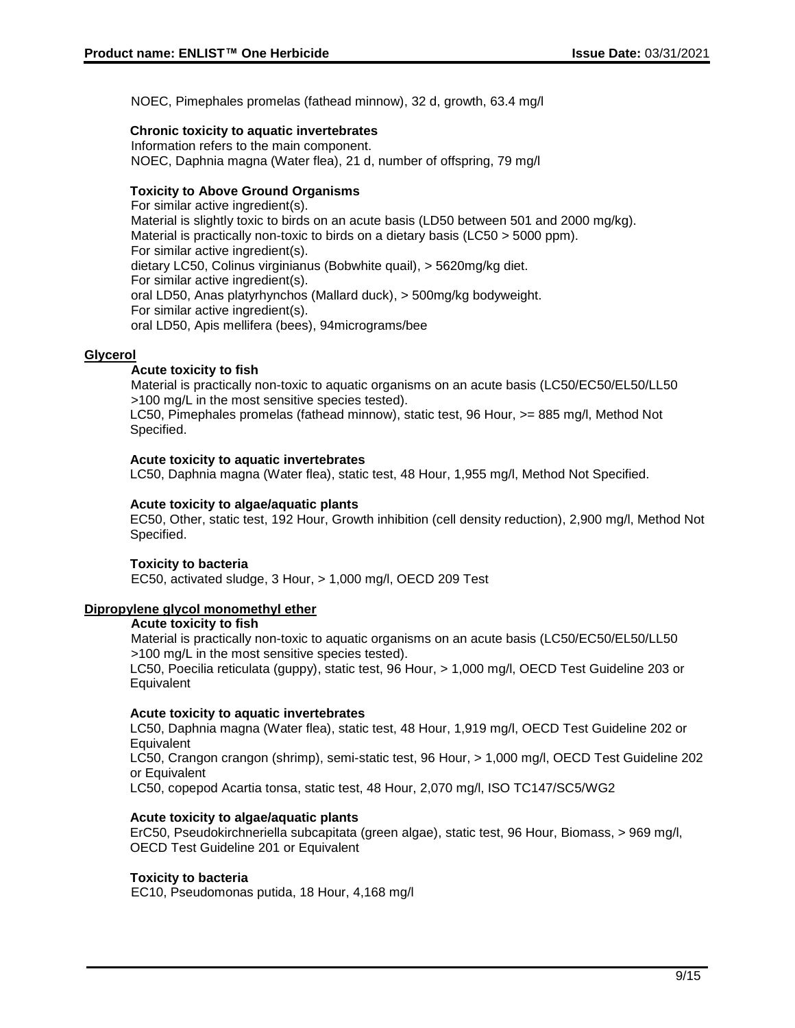NOEC, Pimephales promelas (fathead minnow), 32 d, growth, 63.4 mg/l

**Chronic toxicity to aquatic invertebrates**

Information refers to the main component.
NOEC, Daphnia magna (Water flea), 21 d, number of offspring, 79 mg/l

**Toxicity to Above Ground Organisms**

For similar active ingredient(s).
Material is slightly toxic to birds on an acute basis (LD50 between 501 and 2000 mg/kg).
Material is practically non-toxic to birds on a dietary basis (LC50 > 5000 ppm).
For similar active ingredient(s).
dietary LC50, Colinus virginianus (Bobwhite quail), > 5620mg/kg diet.
For similar active ingredient(s).
oral LD50, Anas platyrhynchos (Mallard duck), > 500mg/kg bodyweight.
For similar active ingredient(s).
oral LD50, Apis mellifera (bees), 94micrograms/bee

## Glycerol

**Acute toxicity to fish**

Material is practically non-toxic to aquatic organisms on an acute basis (LC50/EC50/EL50/LL50 >100 mg/L in the most sensitive species tested).
LC50, Pimephales promelas (fathead minnow), static test, 96 Hour, >= 885 mg/l, Method Not Specified.

**Acute toxicity to aquatic invertebrates**

LC50, Daphnia magna (Water flea), static test, 48 Hour, 1,955 mg/l, Method Not Specified.

**Acute toxicity to algae/aquatic plants**

EC50, Other, static test, 192 Hour, Growth inhibition (cell density reduction), 2,900 mg/l, Method Not Specified.

**Toxicity to bacteria**

EC50, activated sludge, 3 Hour, > 1,000 mg/l, OECD 209 Test

## Dipropylene glycol monomethyl ether

**Acute toxicity to fish**

Material is practically non-toxic to aquatic organisms on an acute basis (LC50/EC50/EL50/LL50 >100 mg/L in the most sensitive species tested).
LC50, Poecilia reticulata (guppy), static test, 96 Hour, > 1,000 mg/l, OECD Test Guideline 203 or Equivalent

**Acute toxicity to aquatic invertebrates**

LC50, Daphnia magna (Water flea), static test, 48 Hour, 1,919 mg/l, OECD Test Guideline 202 or Equivalent
LC50, Crangon crangon (shrimp), semi-static test, 96 Hour, > 1,000 mg/l, OECD Test Guideline 202 or Equivalent
LC50, copepod Acartia tonsa, static test, 48 Hour, 2,070 mg/l, ISO TC147/SC5/WG2

**Acute toxicity to algae/aquatic plants**

ErC50, Pseudokirchneriella subcapitata (green algae), static test, 96 Hour, Biomass, > 969 mg/l, OECD Test Guideline 201 or Equivalent

**Toxicity to bacteria**

EC10, Pseudomonas putida, 18 Hour, 4,168 mg/l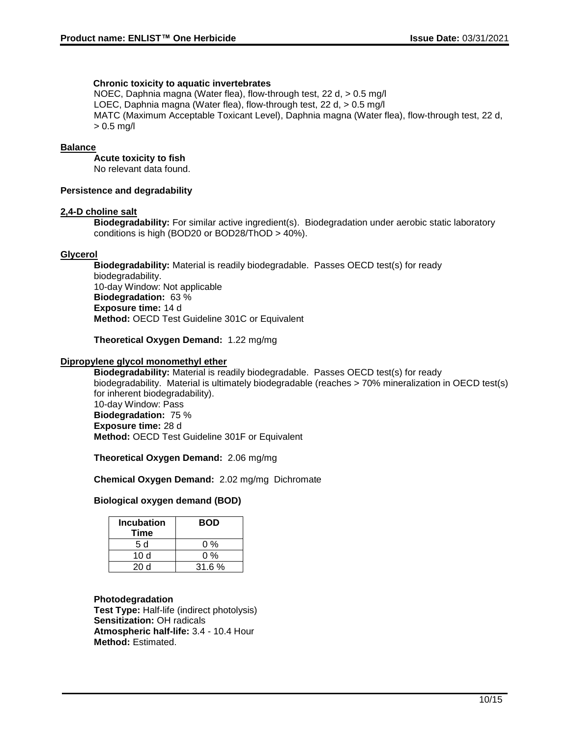**Chronic toxicity to aquatic invertebrates**

NOEC, Daphnia magna (Water flea), flow-through test, 22 d, > 0.5 mg/l
LOEC, Daphnia magna (Water flea), flow-through test, 22 d, > 0.5 mg/l
MATC (Maximum Acceptable Toxicant Level), Daphnia magna (Water flea), flow-through test, 22 d, > 0.5 mg/l

**Balance**

**Acute toxicity to fish**
No relevant data found.

**Persistence and degradability**

**2,4-D choline salt**

**Biodegradability:** For similar active ingredient(s). Biodegradation under aerobic static laboratory conditions is high (BOD20 or BOD28/ThOD > 40%).

**Glycerol**

**Biodegradability:** Material is readily biodegradable. Passes OECD test(s) for ready biodegradability.
10-day Window: Not applicable
**Biodegradation:** 63 %
**Exposure time:** 14 d
**Method:** OECD Test Guideline 301C or Equivalent

**Theoretical Oxygen Demand:** 1.22 mg/mg

**Dipropylene glycol monomethyl ether**

**Biodegradability:** Material is readily biodegradable. Passes OECD test(s) for ready biodegradability. Material is ultimately biodegradable (reaches > 70% mineralization in OECD test(s) for inherent biodegradability).
10-day Window: Pass
**Biodegradation:** 75 %
**Exposure time:** 28 d
**Method:** OECD Test Guideline 301F or Equivalent

**Theoretical Oxygen Demand:** 2.06 mg/mg

**Chemical Oxygen Demand:** 2.02 mg/mg Dichromate

**Biological oxygen demand (BOD)**

| Incubation Time | BOD |
|---|---|
| 5 d | 0 % |
| 10 d | 0 % |
| 20 d | 31.6 % |

**Photodegradation**
**Test Type:** Half-life (indirect photolysis)
**Sensitization:** OH radicals
**Atmospheric half-life:** 3.4 - 10.4 Hour
**Method:** Estimated.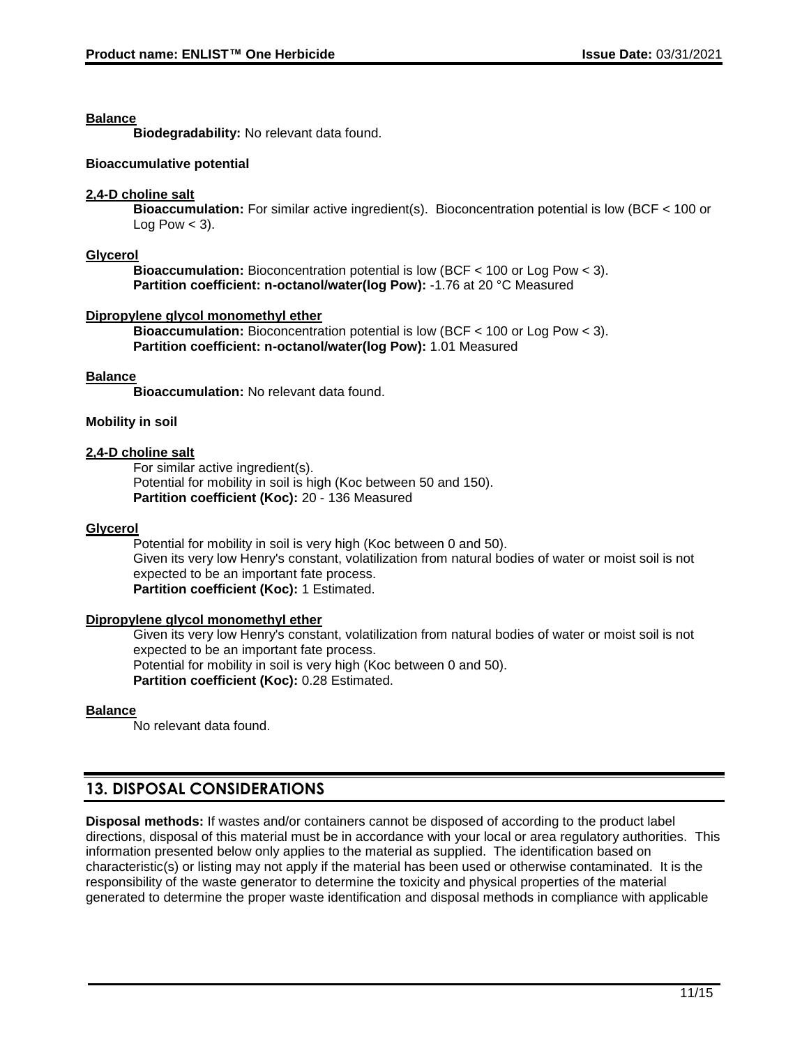**Balance**

**Biodegradability:** No relevant data found.

**Bioaccumulative potential**

**2,4-D choline salt**

**Bioaccumulation:** For similar active ingredient(s). Bioconcentration potential is low (BCF < 100 or Log Pow < 3).

**Glycerol**

**Bioaccumulation:** Bioconcentration potential is low (BCF < 100 or Log Pow < 3).
**Partition coefficient: n-octanol/water(log Pow):** -1.76 at 20 °C Measured

**Dipropylene glycol monomethyl ether**

**Bioaccumulation:** Bioconcentration potential is low (BCF < 100 or Log Pow < 3).
**Partition coefficient: n-octanol/water(log Pow):** 1.01 Measured

**Balance**

**Bioaccumulation:** No relevant data found.

**Mobility in soil**

**2,4-D choline salt**

For similar active ingredient(s).
Potential for mobility in soil is high (Koc between 50 and 150).
**Partition coefficient (Koc):** 20 - 136 Measured

**Glycerol**

Potential for mobility in soil is very high (Koc between 0 and 50).
Given its very low Henry's constant, volatilization from natural bodies of water or moist soil is not expected to be an important fate process.
**Partition coefficient (Koc):** 1 Estimated.

**Dipropylene glycol monomethyl ether**

Given its very low Henry's constant, volatilization from natural bodies of water or moist soil is not expected to be an important fate process.
Potential for mobility in soil is very high (Koc between 0 and 50).
**Partition coefficient (Koc):** 0.28 Estimated.

**Balance**

No relevant data found.

## 13. DISPOSAL CONSIDERATIONS

**Disposal methods:** If wastes and/or containers cannot be disposed of according to the product label directions, disposal of this material must be in accordance with your local or area regulatory authorities. This information presented below only applies to the material as supplied. The identification based on characteristic(s) or listing may not apply if the material has been used or otherwise contaminated. It is the responsibility of the waste generator to determine the toxicity and physical properties of the material generated to determine the proper waste identification and disposal methods in compliance with applicable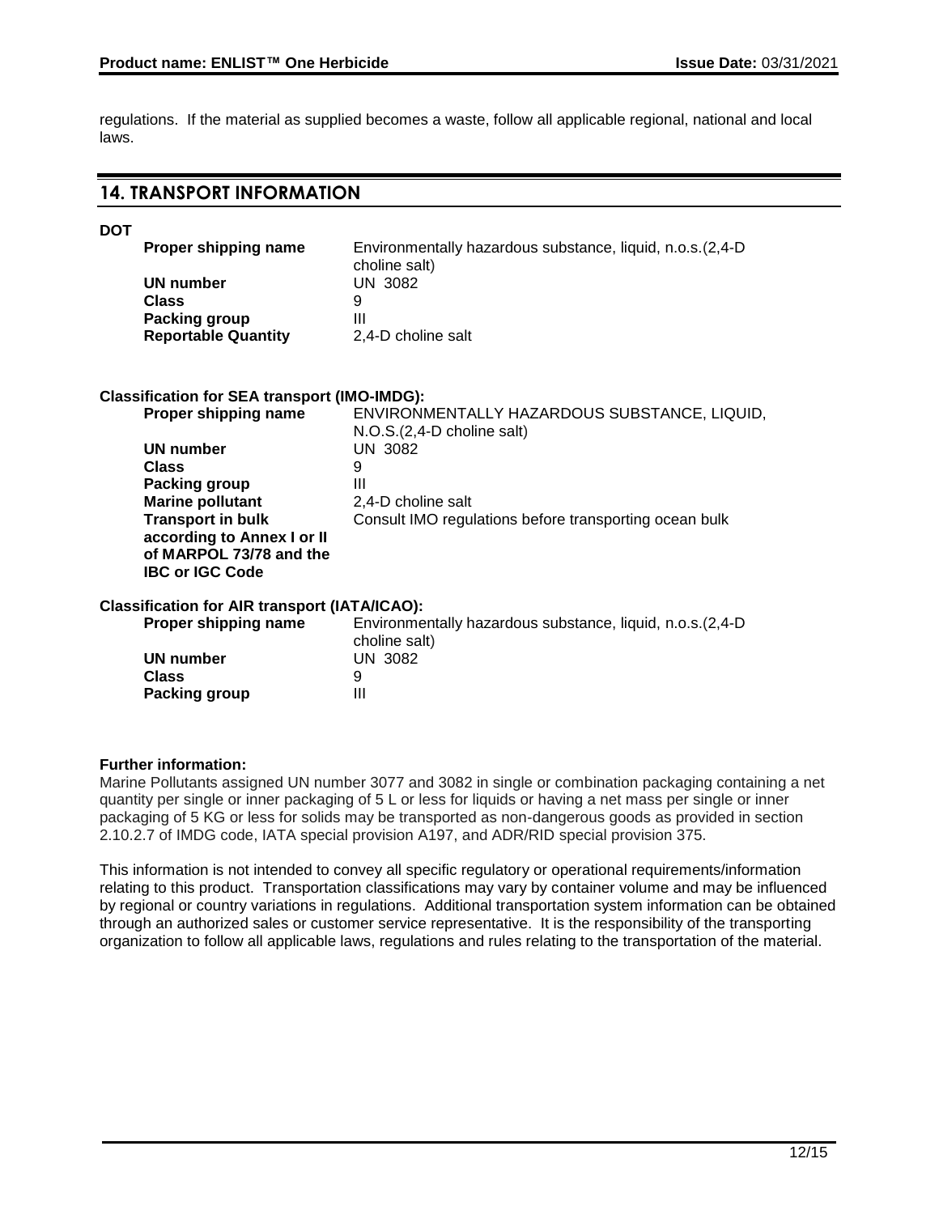regulations. If the material as supplied becomes a waste, follow all applicable regional, national and local laws.

## 14. TRANSPORT INFORMATION

**DOT**

| | |
|---|---|
| **Proper shipping name** | Environmentally hazardous substance, liquid, n.o.s.(2,4-D choline salt) |
| **UN number** | UN 3082 |
| **Class** | 9 |
| **Packing group** | III |
| **Reportable Quantity** | 2,4-D choline salt |

**Classification for SEA transport (IMO-IMDG):**

| | |
|---|---|
| **Proper shipping name** | ENVIRONMENTALLY HAZARDOUS SUBSTANCE, LIQUID, N.O.S.(2,4-D choline salt) |
| **UN number** | UN 3082 |
| **Class** | 9 |
| **Packing group** | III |
| **Marine pollutant** | 2,4-D choline salt |
| **Transport in bulk according to Annex I or II of MARPOL 73/78 and the IBC or IGC Code** | Consult IMO regulations before transporting ocean bulk |

**Classification for AIR transport (IATA/ICAO):**

| | |
|---|---|
| **Proper shipping name** | Environmentally hazardous substance, liquid, n.o.s.(2,4-D choline salt) |
| **UN number** | UN 3082 |
| **Class** | 9 |
| **Packing group** | III |

**Further information:**
Marine Pollutants assigned UN number 3077 and 3082 in single or combination packaging containing a net quantity per single or inner packaging of 5 L or less for liquids or having a net mass per single or inner packaging of 5 KG or less for solids may be transported as non-dangerous goods as provided in section 2.10.2.7 of IMDG code, IATA special provision A197, and ADR/RID special provision 375.

This information is not intended to convey all specific regulatory or operational requirements/information relating to this product. Transportation classifications may vary by container volume and may be influenced by regional or country variations in regulations. Additional transportation system information can be obtained through an authorized sales or customer service representative. It is the responsibility of the transporting organization to follow all applicable laws, regulations and rules relating to the transportation of the material.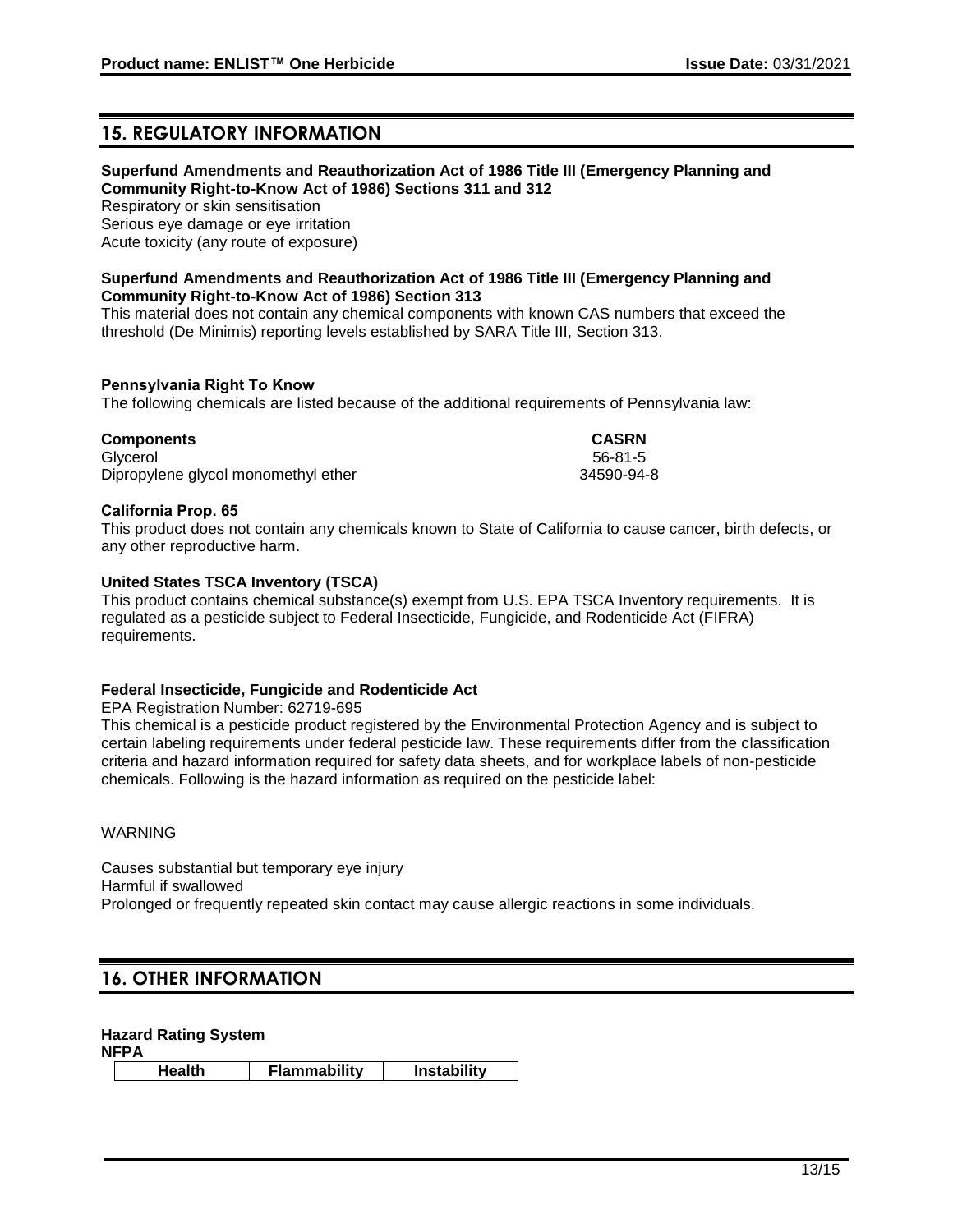## 15. REGULATORY INFORMATION

**Superfund Amendments and Reauthorization Act of 1986 Title III (Emergency Planning and Community Right-to-Know Act of 1986) Sections 311 and 312**

Respiratory or skin sensitisation
Serious eye damage or eye irritation
Acute toxicity (any route of exposure)

**Superfund Amendments and Reauthorization Act of 1986 Title III (Emergency Planning and Community Right-to-Know Act of 1986) Section 313**

This material does not contain any chemical components with known CAS numbers that exceed the threshold (De Minimis) reporting levels established by SARA Title III, Section 313.

**Pennsylvania Right To Know**

The following chemicals are listed because of the additional requirements of Pennsylvania law:

| Components | CASRN |
|---|---|
| Glycerol | 56-81-5 |
| Dipropylene glycol monomethyl ether | 34590-94-8 |

**California Prop. 65**

This product does not contain any chemicals known to State of California to cause cancer, birth defects, or any other reproductive harm.

**United States TSCA Inventory (TSCA)**

This product contains chemical substance(s) exempt from U.S. EPA TSCA Inventory requirements. It is regulated as a pesticide subject to Federal Insecticide, Fungicide, and Rodenticide Act (FIFRA) requirements.

**Federal Insecticide, Fungicide and Rodenticide Act**

EPA Registration Number: 62719-695

This chemical is a pesticide product registered by the Environmental Protection Agency and is subject to certain labeling requirements under federal pesticide law. These requirements differ from the classification criteria and hazard information required for safety data sheets, and for workplace labels of non-pesticide chemicals. Following is the hazard information as required on the pesticide label:

WARNING

Causes substantial but temporary eye injury
Harmful if swallowed
Prolonged or frequently repeated skin contact may cause allergic reactions in some individuals.

## 16. OTHER INFORMATION

**Hazard Rating System**

**NFPA**

| Health | Flammability | Instability |
|---|---|---|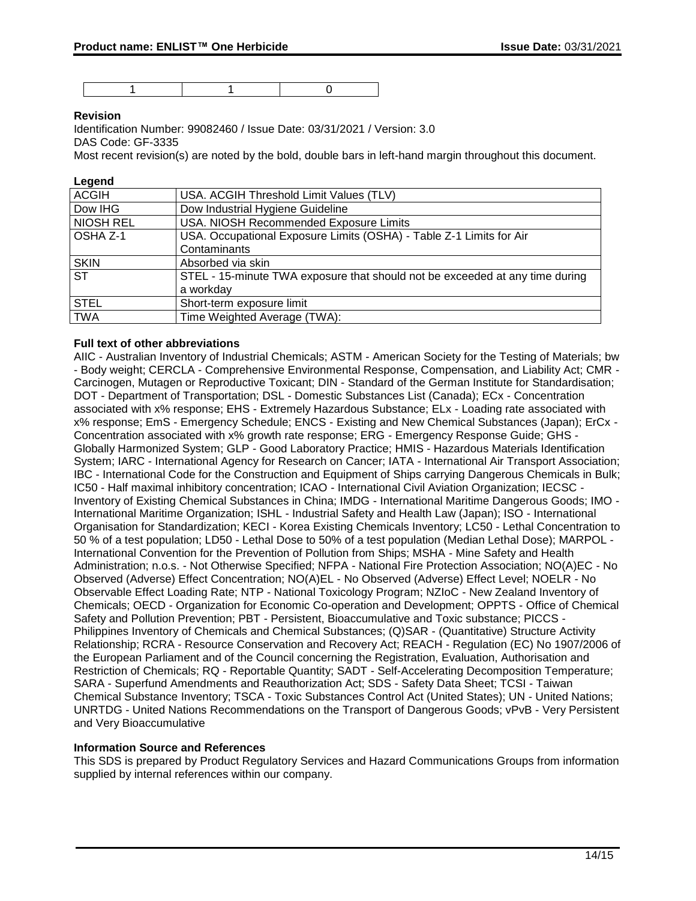| 1 | 1 | 0 |
|---|---|---|

**Revision**

Identification Number: 99082460 / Issue Date: 03/31/2021 / Version: 3.0

DAS Code: GF-3335

Most recent revision(s) are noted by the bold, double bars in left-hand margin throughout this document.

**Legend**

| ACGIH | USA. ACGIH Threshold Limit Values (TLV) |
|---|---|
| Dow IHG | Dow Industrial Hygiene Guideline |
| NIOSH REL | USA. NIOSH Recommended Exposure Limits |
| OSHA Z-1 | USA. Occupational Exposure Limits (OSHA) - Table Z-1 Limits for Air Contaminants |
| SKIN | Absorbed via skin |
| ST | STEL - 15-minute TWA exposure that should not be exceeded at any time during a workday |
| STEL | Short-term exposure limit |
| TWA | Time Weighted Average (TWA): |

**Full text of other abbreviations**

AIIC - Australian Inventory of Industrial Chemicals; ASTM - American Society for the Testing of Materials; bw - Body weight; CERCLA - Comprehensive Environmental Response, Compensation, and Liability Act; CMR - Carcinogen, Mutagen or Reproductive Toxicant; DIN - Standard of the German Institute for Standardisation; DOT - Department of Transportation; DSL - Domestic Substances List (Canada); ECx - Concentration associated with x% response; EHS - Extremely Hazardous Substance; ELx - Loading rate associated with x% response; EmS - Emergency Schedule; ENCS - Existing and New Chemical Substances (Japan); ErCx - Concentration associated with x% growth rate response; ERG - Emergency Response Guide; GHS - Globally Harmonized System; GLP - Good Laboratory Practice; HMIS - Hazardous Materials Identification System; IARC - International Agency for Research on Cancer; IATA - International Air Transport Association; IBC - International Code for the Construction and Equipment of Ships carrying Dangerous Chemicals in Bulk; IC50 - Half maximal inhibitory concentration; ICAO - International Civil Aviation Organization; IECSC - Inventory of Existing Chemical Substances in China; IMDG - International Maritime Dangerous Goods; IMO - International Maritime Organization; ISHL - Industrial Safety and Health Law (Japan); ISO - International Organisation for Standardization; KECI - Korea Existing Chemicals Inventory; LC50 - Lethal Concentration to 50 % of a test population; LD50 - Lethal Dose to 50% of a test population (Median Lethal Dose); MARPOL - International Convention for the Prevention of Pollution from Ships; MSHA - Mine Safety and Health Administration; n.o.s. - Not Otherwise Specified; NFPA - National Fire Protection Association; NO(A)EC - No Observed (Adverse) Effect Concentration; NO(A)EL - No Observed (Adverse) Effect Level; NOELR - No Observable Effect Loading Rate; NTP - National Toxicology Program; NZIoC - New Zealand Inventory of Chemicals; OECD - Organization for Economic Co-operation and Development; OPPTS - Office of Chemical Safety and Pollution Prevention; PBT - Persistent, Bioaccumulative and Toxic substance; PICCS - Philippines Inventory of Chemicals and Chemical Substances; (Q)SAR - (Quantitative) Structure Activity Relationship; RCRA - Resource Conservation and Recovery Act; REACH - Regulation (EC) No 1907/2006 of the European Parliament and of the Council concerning the Registration, Evaluation, Authorisation and Restriction of Chemicals; RQ - Reportable Quantity; SADT - Self-Accelerating Decomposition Temperature; SARA - Superfund Amendments and Reauthorization Act; SDS - Safety Data Sheet; TCSI - Taiwan Chemical Substance Inventory; TSCA - Toxic Substances Control Act (United States); UN - United Nations; UNRTDG - United Nations Recommendations on the Transport of Dangerous Goods; vPvB - Very Persistent and Very Bioaccumulative

**Information Source and References**

This SDS is prepared by Product Regulatory Services and Hazard Communications Groups from information supplied by internal references within our company.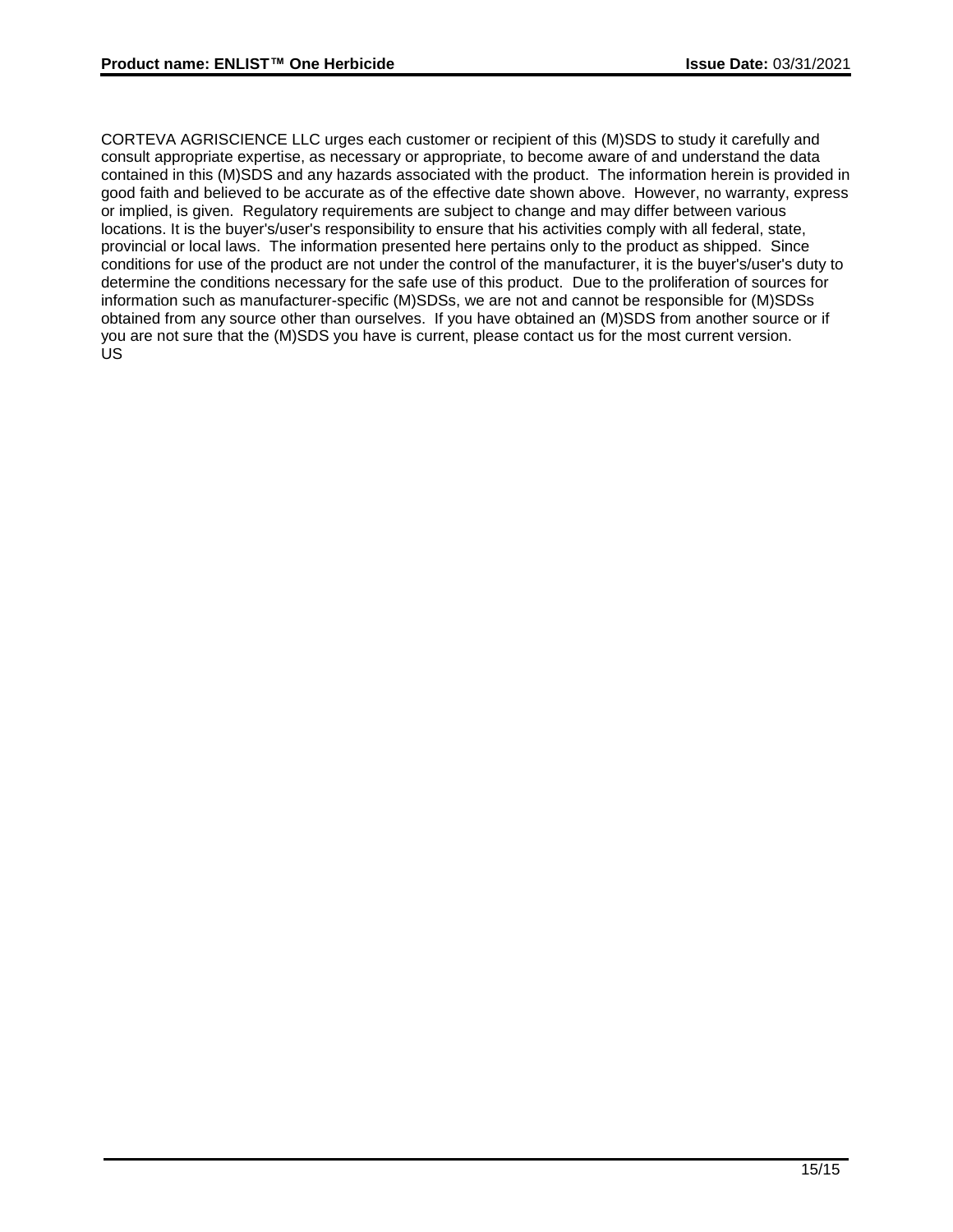CORTEVA AGRISCIENCE LLC urges each customer or recipient of this (M)SDS to study it carefully and consult appropriate expertise, as necessary or appropriate, to become aware of and understand the data contained in this (M)SDS and any hazards associated with the product. The information herein is provided in good faith and believed to be accurate as of the effective date shown above. However, no warranty, express or implied, is given. Regulatory requirements are subject to change and may differ between various locations. It is the buyer's/user's responsibility to ensure that his activities comply with all federal, state, provincial or local laws. The information presented here pertains only to the product as shipped. Since conditions for use of the product are not under the control of the manufacturer, it is the buyer's/user's duty to determine the conditions necessary for the safe use of this product. Due to the proliferation of sources for information such as manufacturer-specific (M)SDSs, we are not and cannot be responsible for (M)SDSs obtained from any source other than ourselves. If you have obtained an (M)SDS from another source or if you are not sure that the (M)SDS you have is current, please contact us for the most current version.
US